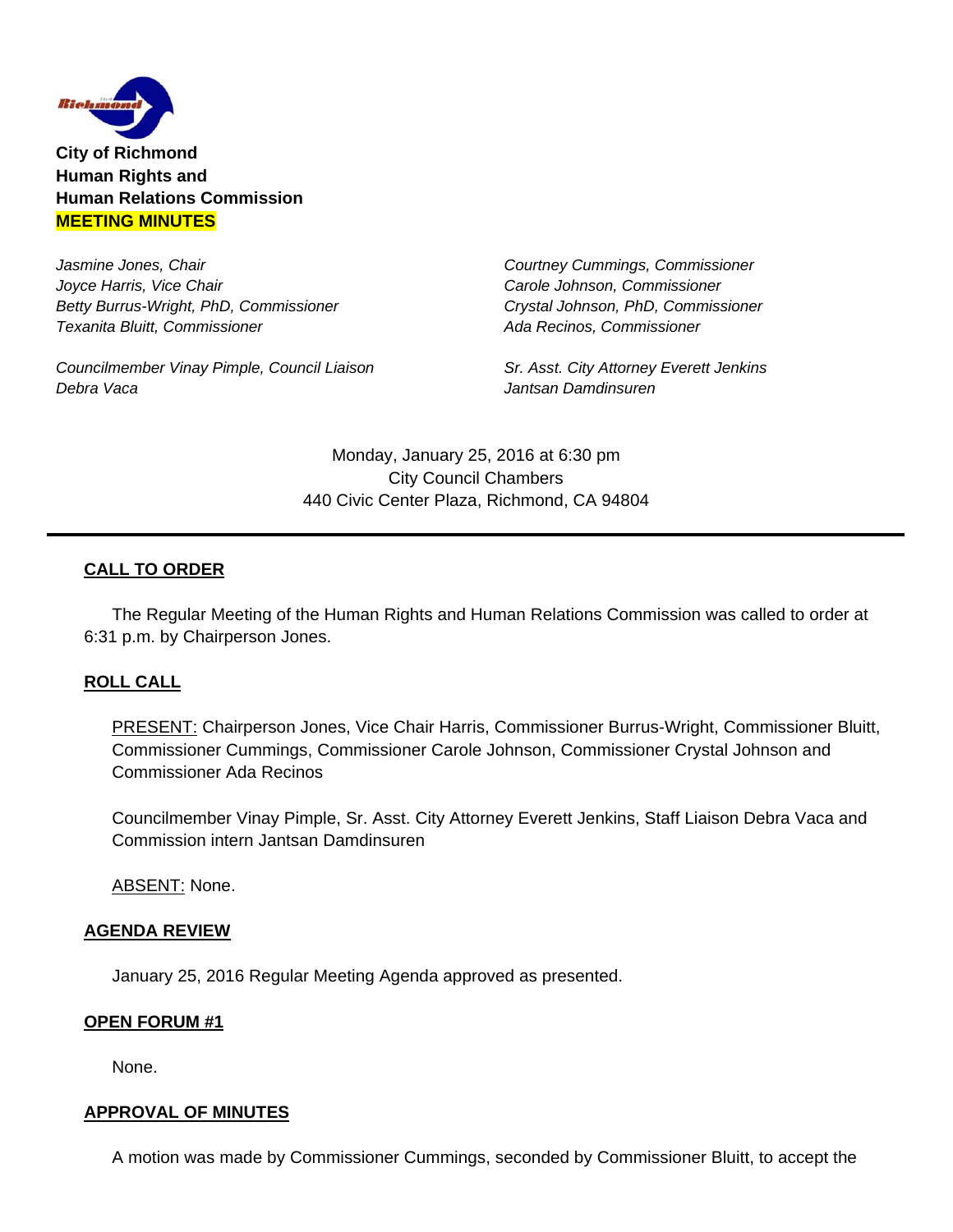**City of Richmond**
**Human Rights and**
**Human Relations Commission**
**MEETING MINUTES**

*Jasmine Jones, Chair*
*Joyce Harris, Vice Chair*
*Betty Burrus-Wright, PhD, Commissioner*
*Texanita Bluitt, Commissioner*
*Courtney Cummings, Commissioner*
*Carole Johnson, Commissioner*
*Crystal Johnson, PhD, Commissioner*
*Ada Recinos, Commissioner*

*Councilmember Vinay Pimple, Council Liaison*
*Debra Vaca*
*Sr. Asst. City Attorney Everett Jenkins*
*Jantsan Damdinsuren*

Monday, January 25, 2016 at 6:30 pm
City Council Chambers
440 Civic Center Plaza, Richmond, CA 94804

---

## CALL TO ORDER

The Regular Meeting of the Human Rights and Human Relations Commission was called to order at 6:31 p.m. by Chairperson Jones.

## ROLL CALL

PRESENT: Chairperson Jones, Vice Chair Harris, Commissioner Burrus-Wright, Commissioner Bluitt, Commissioner Cummings, Commissioner Carole Johnson, Commissioner Crystal Johnson and Commissioner Ada Recinos

Councilmember Vinay Pimple, Sr. Asst. City Attorney Everett Jenkins, Staff Liaison Debra Vaca and Commission intern Jantsan Damdinsuren

ABSENT: None.

## AGENDA REVIEW

January 25, 2016 Regular Meeting Agenda approved as presented.

## OPEN FORUM #1

None.

## APPROVAL OF MINUTES

A motion was made by Commissioner Cummings, seconded by Commissioner Bluitt, to accept the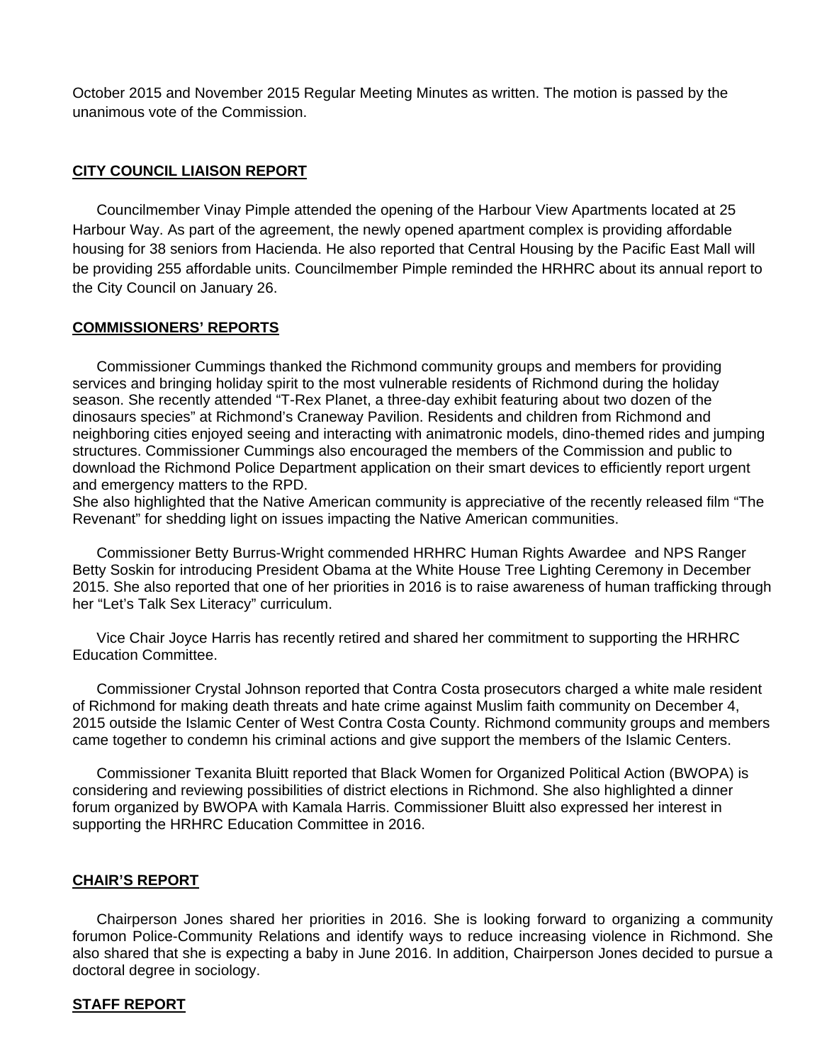October 2015 and November 2015 Regular Meeting Minutes as written. The motion is passed by the unanimous vote of the Commission.

## CITY COUNCIL LIAISON REPORT

Councilmember Vinay Pimple attended the opening of the Harbour View Apartments located at 25 Harbour Way. As part of the agreement, the newly opened apartment complex is providing affordable housing for 38 seniors from Hacienda. He also reported that Central Housing by the Pacific East Mall will be providing 255 affordable units. Councilmember Pimple reminded the HRHRC about its annual report to the City Council on January 26.

## COMMISSIONERS' REPORTS

Commissioner Cummings thanked the Richmond community groups and members for providing services and bringing holiday spirit to the most vulnerable residents of Richmond during the holiday season. She recently attended "T-Rex Planet, a three-day exhibit featuring about two dozen of the dinosaurs species" at Richmond's Craneway Pavilion. Residents and children from Richmond and neighboring cities enjoyed seeing and interacting with animatronic models, dino-themed rides and jumping structures. Commissioner Cummings also encouraged the members of the Commission and public to download the Richmond Police Department application on their smart devices to efficiently report urgent and emergency matters to the RPD.
She also highlighted that the Native American community is appreciative of the recently released film "The Revenant" for shedding light on issues impacting the Native American communities.

Commissioner Betty Burrus-Wright commended HRHRC Human Rights Awardee and NPS Ranger Betty Soskin for introducing President Obama at the White House Tree Lighting Ceremony in December 2015. She also reported that one of her priorities in 2016 is to raise awareness of human trafficking through her "Let's Talk Sex Literacy" curriculum.

Vice Chair Joyce Harris has recently retired and shared her commitment to supporting the HRHRC Education Committee.

Commissioner Crystal Johnson reported that Contra Costa prosecutors charged a white male resident of Richmond for making death threats and hate crime against Muslim faith community on December 4, 2015 outside the Islamic Center of West Contra Costa County. Richmond community groups and members came together to condemn his criminal actions and give support the members of the Islamic Centers.

Commissioner Texanita Bluitt reported that Black Women for Organized Political Action (BWOPA) is considering and reviewing possibilities of district elections in Richmond. She also highlighted a dinner forum organized by BWOPA with Kamala Harris. Commissioner Bluitt also expressed her interest in supporting the HRHRC Education Committee in 2016.

## CHAIR'S REPORT

Chairperson Jones shared her priorities in 2016. She is looking forward to organizing a community forumon Police-Community Relations and identify ways to reduce increasing violence in Richmond. She also shared that she is expecting a baby in June 2016. In addition, Chairperson Jones decided to pursue a doctoral degree in sociology.

## STAFF REPORT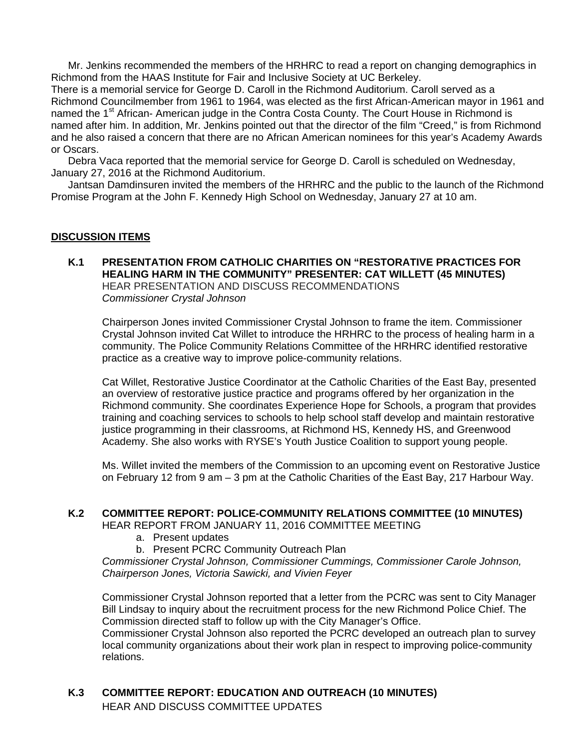Mr. Jenkins recommended the members of the HRHRC to read a report on changing demographics in Richmond from the HAAS Institute for Fair and Inclusive Society at UC Berkeley.
There is a memorial service for George D. Caroll in the Richmond Auditorium. Caroll served as a Richmond Councilmember from 1961 to 1964, was elected as the first African-American mayor in 1961 and named the 1st African- American judge in the Contra Costa County. The Court House in Richmond is named after him. In addition, Mr. Jenkins pointed out that the director of the film "Creed," is from Richmond and he also raised a concern that there are no African American nominees for this year's Academy Awards or Oscars.

Debra Vaca reported that the memorial service for George D. Caroll is scheduled on Wednesday, January 27, 2016 at the Richmond Auditorium.

Jantsan Damdinsuren invited the members of the HRHRC and the public to the launch of the Richmond Promise Program at the John F. Kennedy High School on Wednesday, January 27 at 10 am.

## DISCUSSION ITEMS

**K.1 PRESENTATION FROM CATHOLIC CHARITIES ON "RESTORATIVE PRACTICES FOR HEALING HARM IN THE COMMUNITY" PRESENTER: CAT WILLETT (45 MINUTES)**
HEAR PRESENTATION AND DISCUSS RECOMMENDATIONS
*Commissioner Crystal Johnson*

Chairperson Jones invited Commissioner Crystal Johnson to frame the item. Commissioner Crystal Johnson invited Cat Willet to introduce the HRHRC to the process of healing harm in a community. The Police Community Relations Committee of the HRHRC identified restorative practice as a creative way to improve police-community relations.

Cat Willet, Restorative Justice Coordinator at the Catholic Charities of the East Bay, presented an overview of restorative justice practice and programs offered by her organization in the Richmond community. She coordinates Experience Hope for Schools, a program that provides training and coaching services to schools to help school staff develop and maintain restorative justice programming in their classrooms, at Richmond HS, Kennedy HS, and Greenwood Academy. She also works with RYSE's Youth Justice Coalition to support young people.

Ms. Willet invited the members of the Commission to an upcoming event on Restorative Justice on February 12 from 9 am – 3 pm at the Catholic Charities of the East Bay, 217 Harbour Way.

**K.2 COMMITTEE REPORT: POLICE-COMMUNITY RELATIONS COMMITTEE (10 MINUTES)**
HEAR REPORT FROM JANUARY 11, 2016 COMMITTEE MEETING

a. Present updates
b. Present PCRC Community Outreach Plan

*Commissioner Crystal Johnson, Commissioner Cummings, Commissioner Carole Johnson, Chairperson Jones, Victoria Sawicki, and Vivien Feyer*

Commissioner Crystal Johnson reported that a letter from the PCRC was sent to City Manager Bill Lindsay to inquiry about the recruitment process for the new Richmond Police Chief. The Commission directed staff to follow up with the City Manager's Office.
Commissioner Crystal Johnson also reported the PCRC developed an outreach plan to survey local community organizations about their work plan in respect to improving police-community relations.

**K.3 COMMITTEE REPORT: EDUCATION AND OUTREACH (10 MINUTES)**
HEAR AND DISCUSS COMMITTEE UPDATES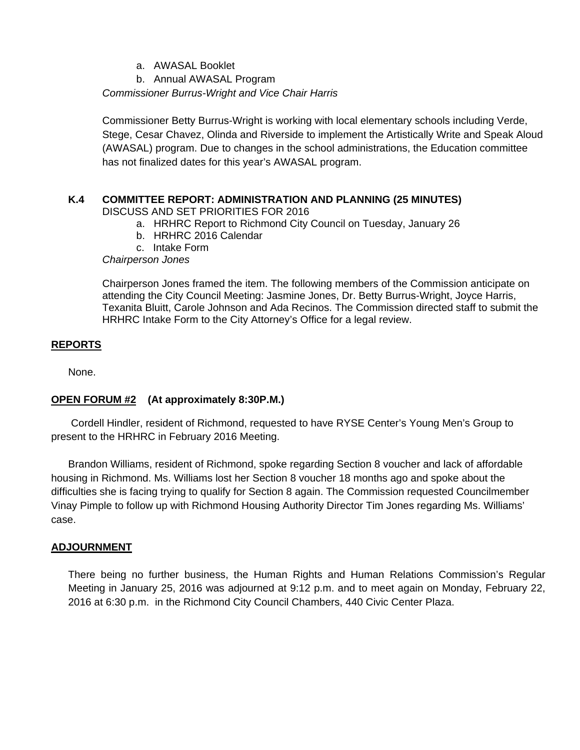a. AWASAL Booklet
b. Annual AWASAL Program

*Commissioner Burrus-Wright and Vice Chair Harris*

Commissioner Betty Burrus-Wright is working with local elementary schools including Verde, Stege, Cesar Chavez, Olinda and Riverside to implement the Artistically Write and Speak Aloud (AWASAL) program. Due to changes in the school administrations, the Education committee has not finalized dates for this year's AWASAL program.

**K.4 COMMITTEE REPORT: ADMINISTRATION AND PLANNING (25 MINUTES)**

DISCUSS AND SET PRIORITIES FOR 2016

a. HRHRC Report to Richmond City Council on Tuesday, January 26
b. HRHRC 2016 Calendar
c. Intake Form

*Chairperson Jones*

Chairperson Jones framed the item. The following members of the Commission anticipate on attending the City Council Meeting: Jasmine Jones, Dr. Betty Burrus-Wright, Joyce Harris, Texanita Bluitt, Carole Johnson and Ada Recinos. The Commission directed staff to submit the HRHRC Intake Form to the City Attorney's Office for a legal review.

**REPORTS**

None.

**OPEN FORUM #2 (At approximately 8:30P.M.)**

Cordell Hindler, resident of Richmond, requested to have RYSE Center's Young Men's Group to present to the HRHRC in February 2016 Meeting.

Brandon Williams, resident of Richmond, spoke regarding Section 8 voucher and lack of affordable housing in Richmond. Ms. Williams lost her Section 8 voucher 18 months ago and spoke about the difficulties she is facing trying to qualify for Section 8 again. The Commission requested Councilmember Vinay Pimple to follow up with Richmond Housing Authority Director Tim Jones regarding Ms. Williams' case.

**ADJOURNMENT**

There being no further business, the Human Rights and Human Relations Commission's Regular Meeting in January 25, 2016 was adjourned at 9:12 p.m. and to meet again on Monday, February 22, 2016 at 6:30 p.m. in the Richmond City Council Chambers, 440 Civic Center Plaza.